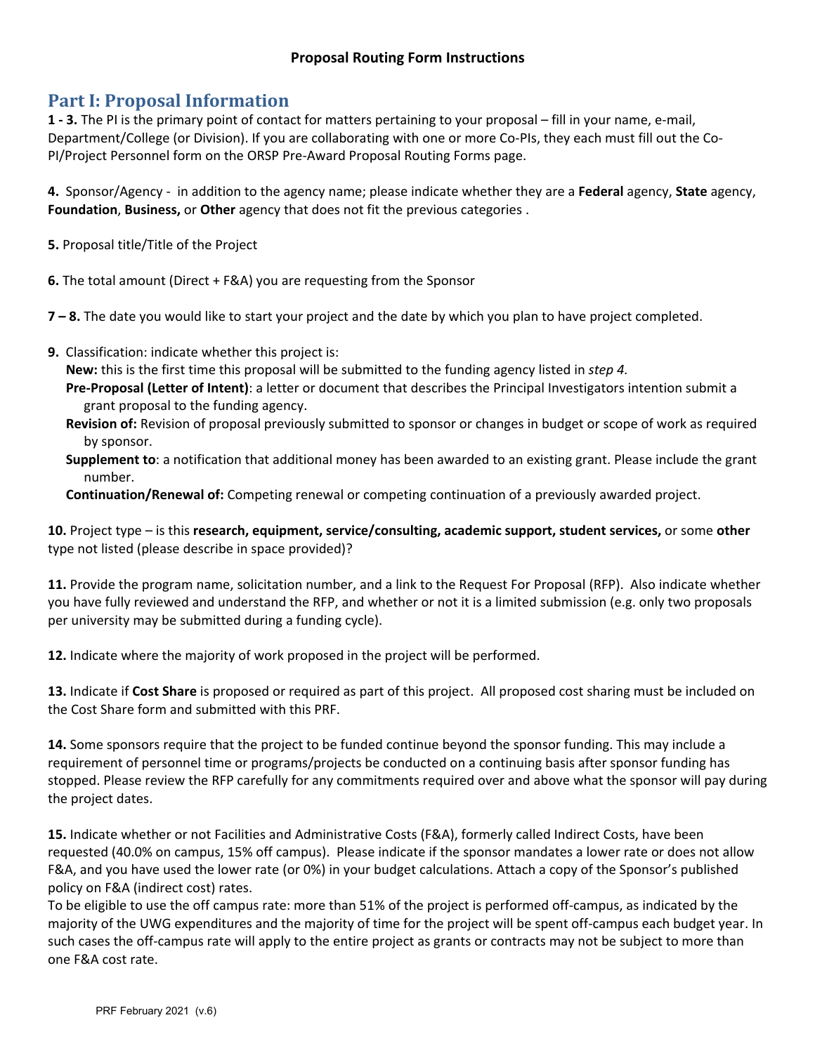**Proposal Routing Form Instructions**

## Part I: Proposal Information

**1 - 3.** The PI is the primary point of contact for matters pertaining to your proposal – fill in your name, e-mail, Department/College (or Division). If you are collaborating with one or more Co-PIs, they each must fill out the Co-PI/Project Personnel form on the ORSP Pre-Award Proposal Routing Forms page.

**4.** Sponsor/Agency - in addition to the agency name; please indicate whether they are a **Federal** agency, **State** agency, **Foundation**, **Business,** or **Other** agency that does not fit the previous categories .

**5.** Proposal title/Title of the Project

**6.** The total amount (Direct + F&A) you are requesting from the Sponsor

**7 – 8.** The date you would like to start your project and the date by which you plan to have project completed.

**9.** Classification: indicate whether this project is:

- **New:** this is the first time this proposal will be submitted to the funding agency listed in *step 4.*
- **Pre-Proposal (Letter of Intent)**: a letter or document that describes the Principal Investigators intention submit a grant proposal to the funding agency.
- **Revision of:** Revision of proposal previously submitted to sponsor or changes in budget or scope of work as required by sponsor.
- **Supplement to**: a notification that additional money has been awarded to an existing grant. Please include the grant number.
- **Continuation/Renewal of:** Competing renewal or competing continuation of a previously awarded project.

**10.** Project type – is this **research, equipment, service/consulting, academic support, student services,** or some **other** type not listed (please describe in space provided)?

**11.** Provide the program name, solicitation number, and a link to the Request For Proposal (RFP). Also indicate whether you have fully reviewed and understand the RFP, and whether or not it is a limited submission (e.g. only two proposals per university may be submitted during a funding cycle).

**12.** Indicate where the majority of work proposed in the project will be performed.

**13.** Indicate if **Cost Share** is proposed or required as part of this project. All proposed cost sharing must be included on the Cost Share form and submitted with this PRF.

**14.** Some sponsors require that the project to be funded continue beyond the sponsor funding. This may include a requirement of personnel time or programs/projects be conducted on a continuing basis after sponsor funding has stopped. Please review the RFP carefully for any commitments required over and above what the sponsor will pay during the project dates.

**15.** Indicate whether or not Facilities and Administrative Costs (F&A), formerly called Indirect Costs, have been requested (40.0% on campus, 15% off campus). Please indicate if the sponsor mandates a lower rate or does not allow F&A, and you have used the lower rate (or 0%) in your budget calculations. Attach a copy of the Sponsor's published policy on F&A (indirect cost) rates.
To be eligible to use the off campus rate: more than 51% of the project is performed off-campus, as indicated by the majority of the UWG expenditures and the majority of time for the project will be spent off-campus each budget year. In such cases the off-campus rate will apply to the entire project as grants or contracts may not be subject to more than one F&A cost rate.

PRF February 2021 (v.6)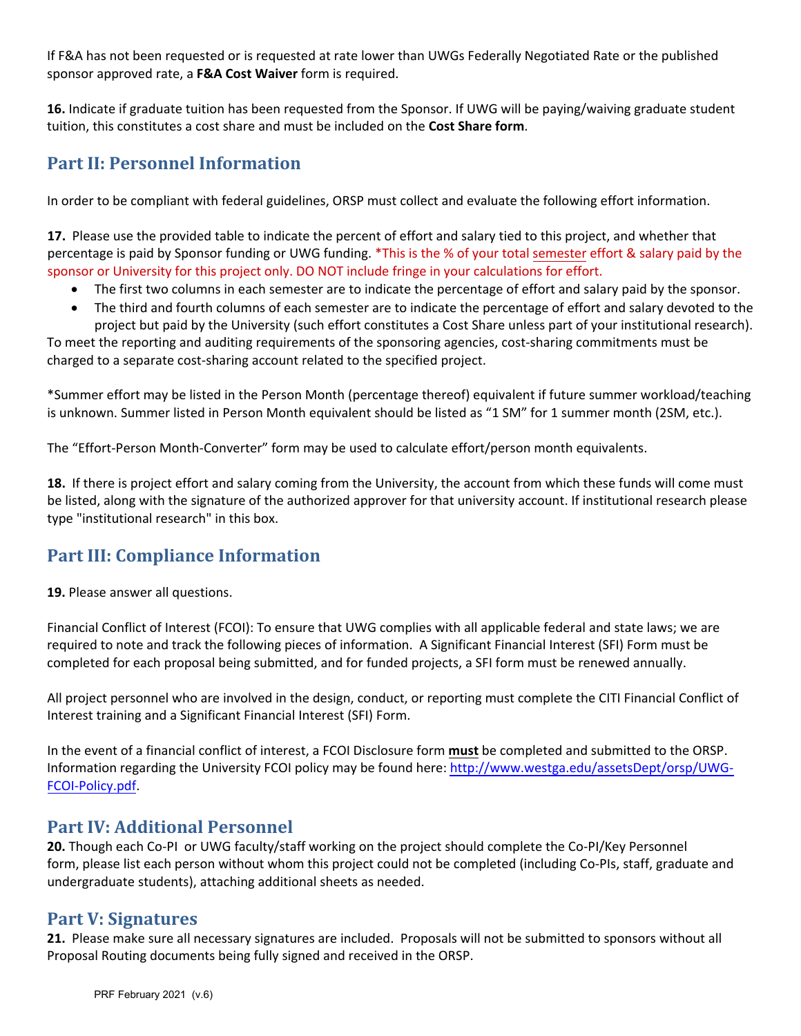If F&A has not been requested or is requested at rate lower than UWGs Federally Negotiated Rate or the published sponsor approved rate, a **F&A Cost Waiver** form is required.

**16.** Indicate if graduate tuition has been requested from the Sponsor. If UWG will be paying/waiving graduate student tuition, this constitutes a cost share and must be included on the **Cost Share form**.

## Part II: Personnel Information

In order to be compliant with federal guidelines, ORSP must collect and evaluate the following effort information.

**17.** Please use the provided table to indicate the percent of effort and salary tied to this project, and whether that percentage is paid by Sponsor funding or UWG funding. *This is the % of your total semester effort & salary paid by the sponsor or University for this project only. DO NOT include fringe in your calculations for effort.

- The first two columns in each semester are to indicate the percentage of effort and salary paid by the sponsor.
- The third and fourth columns of each semester are to indicate the percentage of effort and salary devoted to the project but paid by the University (such effort constitutes a Cost Share unless part of your institutional research).

To meet the reporting and auditing requirements of the sponsoring agencies, cost-sharing commitments must be charged to a separate cost-sharing account related to the specified project.

*Summer effort may be listed in the Person Month (percentage thereof) equivalent if future summer workload/teaching is unknown. Summer listed in Person Month equivalent should be listed as "1 SM" for 1 summer month (2SM, etc.).

The "Effort-Person Month-Converter" form may be used to calculate effort/person month equivalents.

**18.** If there is project effort and salary coming from the University, the account from which these funds will come must be listed, along with the signature of the authorized approver for that university account. If institutional research please type "institutional research" in this box.

## Part III: Compliance Information

**19.** Please answer all questions.

Financial Conflict of Interest (FCOI): To ensure that UWG complies with all applicable federal and state laws; we are required to note and track the following pieces of information. A Significant Financial Interest (SFI) Form must be completed for each proposal being submitted, and for funded projects, a SFI form must be renewed annually.

All project personnel who are involved in the design, conduct, or reporting must complete the CITI Financial Conflict of Interest training and a Significant Financial Interest (SFI) Form.

In the event of a financial conflict of interest, a FCOI Disclosure form **must** be completed and submitted to the ORSP. Information regarding the University FCOI policy may be found here: http://www.westga.edu/assetsDept/orsp/UWG-FCOI-Policy.pdf.

## Part IV: Additional Personnel

**20.** Though each Co-PI or UWG faculty/staff working on the project should complete the Co-PI/Key Personnel form, please list each person without whom this project could not be completed (including Co-PIs, staff, graduate and undergraduate students), attaching additional sheets as needed.

## Part V: Signatures

**21.** Please make sure all necessary signatures are included. Proposals will not be submitted to sponsors without all Proposal Routing documents being fully signed and received in the ORSP.

PRF February 2021 (v.6)